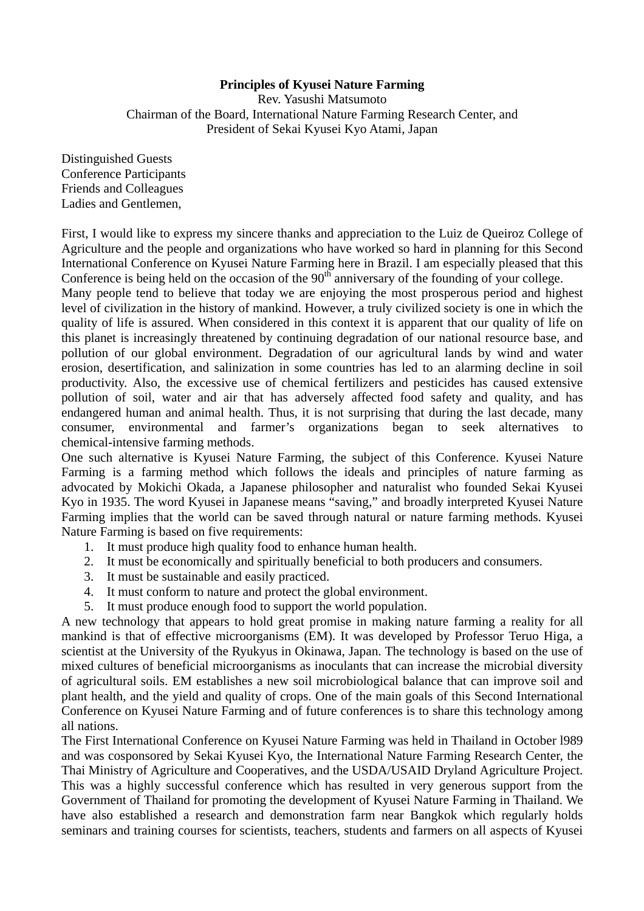# Principles of Kyusei Nature Farming

Rev. Yasushi Matsumoto
Chairman of the Board, International Nature Farming Research Center, and
President of Sekai Kyusei Kyo Atami, Japan

Distinguished Guests
Conference Participants
Friends and Colleagues
Ladies and Gentlemen,

First, I would like to express my sincere thanks and appreciation to the Luiz de Queiroz College of Agriculture and the people and organizations who have worked so hard in planning for this Second International Conference on Kyusei Nature Farming here in Brazil. I am especially pleased that this Conference is being held on the occasion of the 90th anniversary of the founding of your college.

Many people tend to believe that today we are enjoying the most prosperous period and highest level of civilization in the history of mankind. However, a truly civilized society is one in which the quality of life is assured. When considered in this context it is apparent that our quality of life on this planet is increasingly threatened by continuing degradation of our national resource base, and pollution of our global environment. Degradation of our agricultural lands by wind and water erosion, desertification, and salinization in some countries has led to an alarming decline in soil productivity. Also, the excessive use of chemical fertilizers and pesticides has caused extensive pollution of soil, water and air that has adversely affected food safety and quality, and has endangered human and animal health. Thus, it is not surprising that during the last decade, many consumer, environmental and farmer's organizations began to seek alternatives to chemical-intensive farming methods.

One such alternative is Kyusei Nature Farming, the subject of this Conference. Kyusei Nature Farming is a farming method which follows the ideals and principles of nature farming as advocated by Mokichi Okada, a Japanese philosopher and naturalist who founded Sekai Kyusei Kyo in 1935. The word Kyusei in Japanese means "saving," and broadly interpreted Kyusei Nature Farming implies that the world can be saved through natural or nature farming methods. Kyusei Nature Farming is based on five requirements:

1. It must produce high quality food to enhance human health.
2. It must be economically and spiritually beneficial to both producers and consumers.
3. It must be sustainable and easily practiced.
4. It must conform to nature and protect the global environment.
5. It must produce enough food to support the world population.

A new technology that appears to hold great promise in making nature farming a reality for all mankind is that of effective microorganisms (EM). It was developed by Professor Teruo Higa, a scientist at the University of the Ryukyus in Okinawa, Japan. The technology is based on the use of mixed cultures of beneficial microorganisms as inoculants that can increase the microbial diversity of agricultural soils. EM establishes a new soil microbiological balance that can improve soil and plant health, and the yield and quality of crops. One of the main goals of this Second International Conference on Kyusei Nature Farming and of future conferences is to share this technology among all nations.

The First International Conference on Kyusei Nature Farming was held in Thailand in October l989 and was cosponsored by Sekai Kyusei Kyo, the International Nature Farming Research Center, the Thai Ministry of Agriculture and Cooperatives, and the USDA/USAID Dryland Agriculture Project. This was a highly successful conference which has resulted in very generous support from the Government of Thailand for promoting the development of Kyusei Nature Farming in Thailand. We have also established a research and demonstration farm near Bangkok which regularly holds seminars and training courses for scientists, teachers, students and farmers on all aspects of Kyusei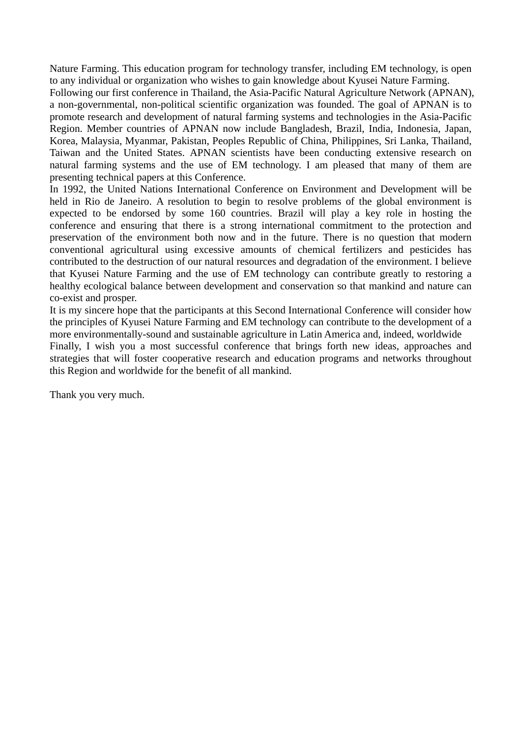Nature Farming. This education program for technology transfer, including EM technology, is open to any individual or organization who wishes to gain knowledge about Kyusei Nature Farming.

Following our first conference in Thailand, the Asia-Pacific Natural Agriculture Network (APNAN), a non-governmental, non-political scientific organization was founded. The goal of APNAN is to promote research and development of natural farming systems and technologies in the Asia-Pacific Region. Member countries of APNAN now include Bangladesh, Brazil, India, Indonesia, Japan, Korea, Malaysia, Myanmar, Pakistan, Peoples Republic of China, Philippines, Sri Lanka, Thailand, Taiwan and the United States. APNAN scientists have been conducting extensive research on natural farming systems and the use of EM technology. I am pleased that many of them are presenting technical papers at this Conference.

In 1992, the United Nations International Conference on Environment and Development will be held in Rio de Janeiro. A resolution to begin to resolve problems of the global environment is expected to be endorsed by some 160 countries. Brazil will play a key role in hosting the conference and ensuring that there is a strong international commitment to the protection and preservation of the environment both now and in the future. There is no question that modern conventional agricultural using excessive amounts of chemical fertilizers and pesticides has contributed to the destruction of our natural resources and degradation of the environment. I believe that Kyusei Nature Farming and the use of EM technology can contribute greatly to restoring a healthy ecological balance between development and conservation so that mankind and nature can co-exist and prosper.

It is my sincere hope that the participants at this Second International Conference will consider how the principles of Kyusei Nature Farming and EM technology can contribute to the development of a more environmentally-sound and sustainable agriculture in Latin America and, indeed, worldwide

Finally, I wish you a most successful conference that brings forth new ideas, approaches and strategies that will foster cooperative research and education programs and networks throughout this Region and worldwide for the benefit of all mankind.

Thank you very much.